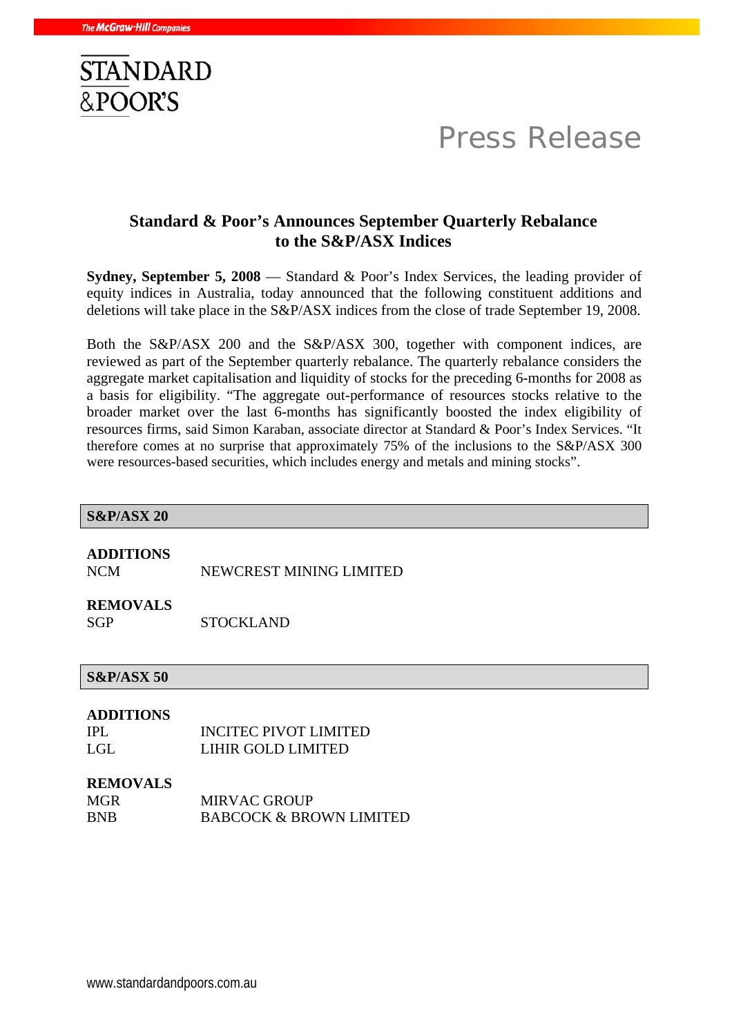STANDARD & POOR'S

Press Release

# Standard & Poor's Announces September Quarterly Rebalance to the S&P/ASX Indices

**Sydney, September 5, 2008** — Standard & Poor's Index Services, the leading provider of equity indices in Australia, today announced that the following constituent additions and deletions will take place in the S&P/ASX indices from the close of trade September 19, 2008.

Both the S&P/ASX 200 and the S&P/ASX 300, together with component indices, are reviewed as part of the September quarterly rebalance. The quarterly rebalance considers the aggregate market capitalisation and liquidity of stocks for the preceding 6-months for 2008 as a basis for eligibility. "The aggregate out-performance of resources stocks relative to the broader market over the last 6-months has significantly boosted the index eligibility of resources firms, said Simon Karaban, associate director at Standard & Poor's Index Services. "It therefore comes at no surprise that approximately 75% of the inclusions to the S&P/ASX 300 were resources-based securities, which includes energy and metals and mining stocks".

## S&P/ASX 20

**ADDITIONS**

| | |
|---|---|
| NCM | NEWCREST MINING LIMITED |

**REMOVALS**

| | |
|---|---|
| SGP | STOCKLAND |

## S&P/ASX 50

**ADDITIONS**

| | |
|---|---|
| IPL | INCITEC PIVOT LIMITED |
| LGL | LIHIR GOLD LIMITED |

**REMOVALS**

| | |
|---|---|
| MGR | MIRVAC GROUP |
| BNB | BABCOCK & BROWN LIMITED |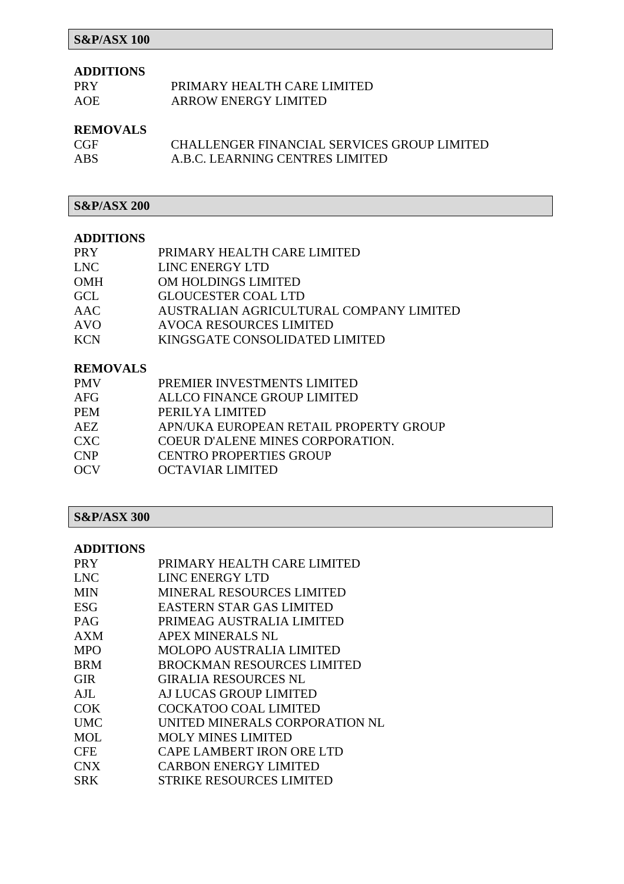## S&P/ASX 100

**ADDITIONS**

| | |
|---|---|
| PRY | PRIMARY HEALTH CARE LIMITED |
| AOE | ARROW ENERGY LIMITED |

**REMOVALS**

| | |
|---|---|
| CGF | CHALLENGER FINANCIAL SERVICES GROUP LIMITED |
| ABS | A.B.C. LEARNING CENTRES LIMITED |

## S&P/ASX 200

**ADDITIONS**

| | |
|---|---|
| PRY | PRIMARY HEALTH CARE LIMITED |
| LNC | LINC ENERGY LTD |
| OMH | OM HOLDINGS LIMITED |
| GCL | GLOUCESTER COAL LTD |
| AAC | AUSTRALIAN AGRICULTURAL COMPANY LIMITED |
| AVO | AVOCA RESOURCES LIMITED |
| KCN | KINGSGATE CONSOLIDATED LIMITED |

**REMOVALS**

| | |
|---|---|
| PMV | PREMIER INVESTMENTS LIMITED |
| AFG | ALLCO FINANCE GROUP LIMITED |
| PEM | PERILYA LIMITED |
| AEZ | APN/UKA EUROPEAN RETAIL PROPERTY GROUP |
| CXC | COEUR D'ALENE MINES CORPORATION. |
| CNP | CENTRO PROPERTIES GROUP |
| OCV | OCTAVIAR LIMITED |

## S&P/ASX 300

**ADDITIONS**

| | |
|---|---|
| PRY | PRIMARY HEALTH CARE LIMITED |
| LNC | LINC ENERGY LTD |
| MIN | MINERAL RESOURCES LIMITED |
| ESG | EASTERN STAR GAS LIMITED |
| PAG | PRIMEAG AUSTRALIA LIMITED |
| AXM | APEX MINERALS NL |
| MPO | MOLOPO AUSTRALIA LIMITED |
| BRM | BROCKMAN RESOURCES LIMITED |
| GIR | GIRALIA RESOURCES NL |
| AJL | AJ LUCAS GROUP LIMITED |
| COK | COCKATOO COAL LIMITED |
| UMC | UNITED MINERALS CORPORATION NL |
| MOL | MOLY MINES LIMITED |
| CFE | CAPE LAMBERT IRON ORE LTD |
| CNX | CARBON ENERGY LIMITED |
| SRK | STRIKE RESOURCES LIMITED |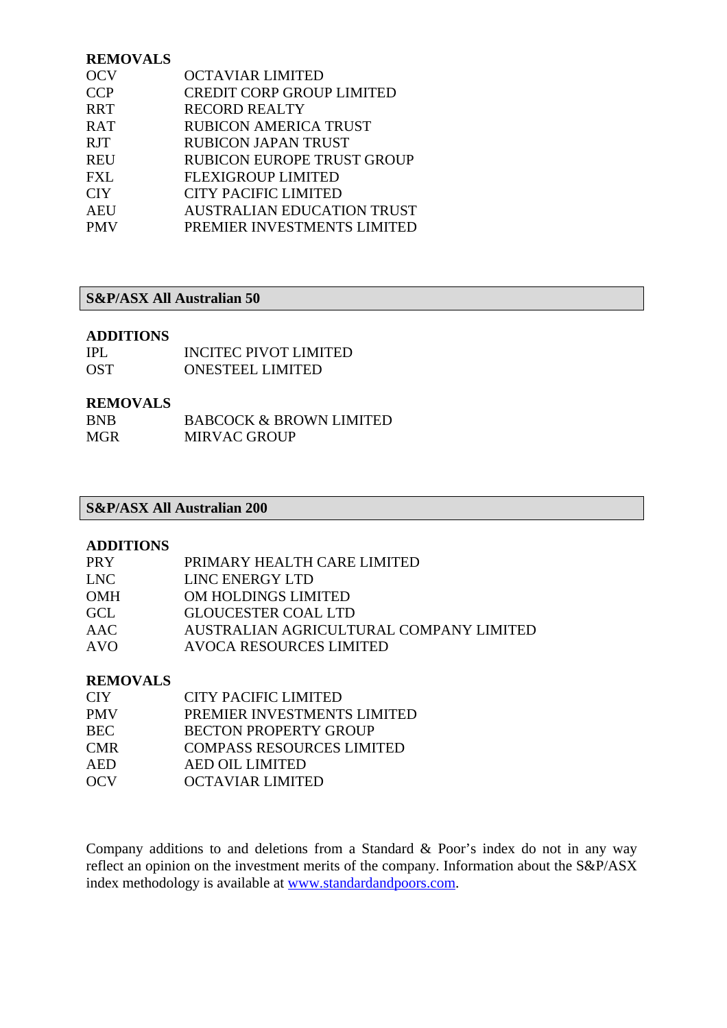**REMOVALS**

| | |
|---|---|
| OCV | OCTAVIAR LIMITED |
| CCP | CREDIT CORP GROUP LIMITED |
| RRT | RECORD REALTY |
| RAT | RUBICON AMERICA TRUST |
| RJT | RUBICON JAPAN TRUST |
| REU | RUBICON EUROPE TRUST GROUP |
| FXL | FLEXIGROUP LIMITED |
| CIY | CITY PACIFIC LIMITED |
| AEU | AUSTRALIAN EDUCATION TRUST |
| PMV | PREMIER INVESTMENTS LIMITED |

## S&P/ASX All Australian 50

**ADDITIONS**

| | |
|---|---|
| IPL | INCITEC PIVOT LIMITED |
| OST | ONESTEEL LIMITED |

**REMOVALS**

| | |
|---|---|
| BNB | BABCOCK & BROWN LIMITED |
| MGR | MIRVAC GROUP |

## S&P/ASX All Australian 200

**ADDITIONS**

| | |
|---|---|
| PRY | PRIMARY HEALTH CARE LIMITED |
| LNC | LINC ENERGY LTD |
| OMH | OM HOLDINGS LIMITED |
| GCL | GLOUCESTER COAL LTD |
| AAC | AUSTRALIAN AGRICULTURAL COMPANY LIMITED |
| AVO | AVOCA RESOURCES LIMITED |

**REMOVALS**

| | |
|---|---|
| CIY | CITY PACIFIC LIMITED |
| PMV | PREMIER INVESTMENTS LIMITED |
| BEC | BECTON PROPERTY GROUP |
| CMR | COMPASS RESOURCES LIMITED |
| AED | AED OIL LIMITED |
| OCV | OCTAVIAR LIMITED |

Company additions to and deletions from a Standard & Poor's index do not in any way reflect an opinion on the investment merits of the company. Information about the S&P/ASX index methodology is available at www.standardandpoors.com.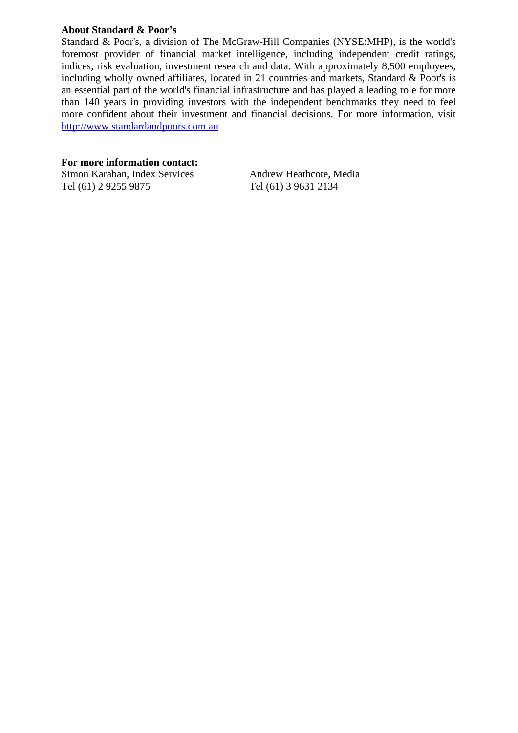**About Standard & Poor's**

Standard & Poor's, a division of The McGraw-Hill Companies (NYSE:MHP), is the world's foremost provider of financial market intelligence, including independent credit ratings, indices, risk evaluation, investment research and data. With approximately 8,500 employees, including wholly owned affiliates, located in 21 countries and markets, Standard & Poor's is an essential part of the world's financial infrastructure and has played a leading role for more than 140 years in providing investors with the independent benchmarks they need to feel more confident about their investment and financial decisions. For more information, visit [http://www.standardandpoors.com.au](http://www.standardandpoors.com.au)

**For more information contact:**

Simon Karaban, Index Services
Tel (61) 2 9255 9875

Andrew Heathcote, Media
Tel (61) 3 9631 2134